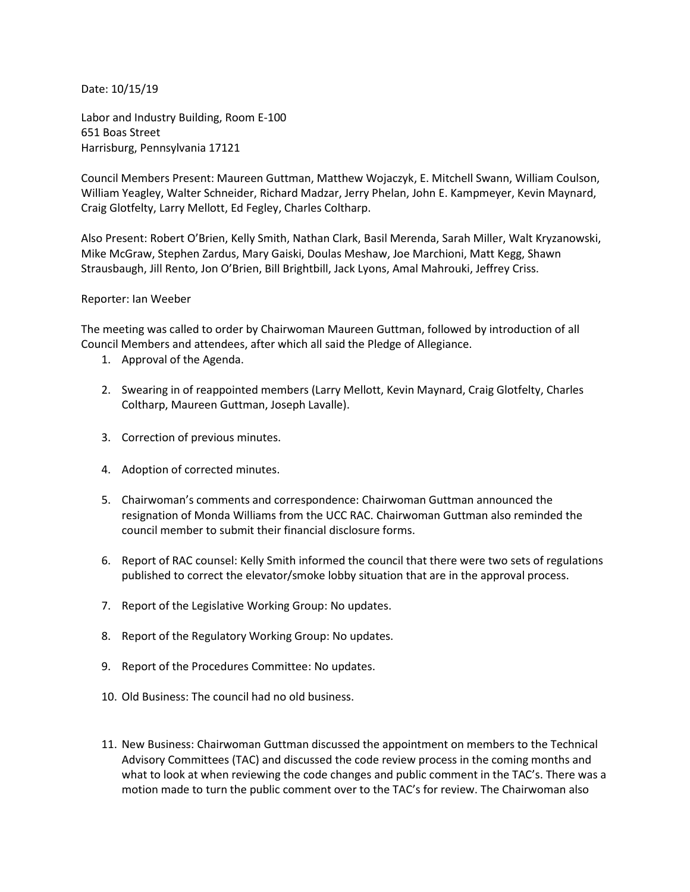Date: 10/15/19

Labor and Industry Building, Room E-100
651 Boas Street
Harrisburg, Pennsylvania 17121

Council Members Present: Maureen Guttman, Matthew Wojaczyk, E. Mitchell Swann, William Coulson, William Yeagley, Walter Schneider, Richard Madzar, Jerry Phelan, John E. Kampmeyer, Kevin Maynard, Craig Glotfelty, Larry Mellott, Ed Fegley, Charles Coltharp.

Also Present: Robert O'Brien, Kelly Smith, Nathan Clark, Basil Merenda, Sarah Miller, Walt Kryzanowski, Mike McGraw, Stephen Zardus, Mary Gaiski, Doulas Meshaw, Joe Marchioni, Matt Kegg, Shawn Strausbaugh, Jill Rento, Jon O'Brien, Bill Brightbill, Jack Lyons, Amal Mahrouki, Jeffrey Criss.

Reporter: Ian Weeber

The meeting was called to order by Chairwoman Maureen Guttman, followed by introduction of all Council Members and attendees, after which all said the Pledge of Allegiance.

1. Approval of the Agenda.

2. Swearing in of reappointed members (Larry Mellott, Kevin Maynard, Craig Glotfelty, Charles Coltharp, Maureen Guttman, Joseph Lavalle).

3. Correction of previous minutes.

4. Adoption of corrected minutes.

5. Chairwoman's comments and correspondence: Chairwoman Guttman announced the resignation of Monda Williams from the UCC RAC. Chairwoman Guttman also reminded the council member to submit their financial disclosure forms.

6. Report of RAC counsel: Kelly Smith informed the council that there were two sets of regulations published to correct the elevator/smoke lobby situation that are in the approval process.

7. Report of the Legislative Working Group: No updates.

8. Report of the Regulatory Working Group: No updates.

9. Report of the Procedures Committee: No updates.

10. Old Business: The council had no old business.

11. New Business: Chairwoman Guttman discussed the appointment on members to the Technical Advisory Committees (TAC) and discussed the code review process in the coming months and what to look at when reviewing the code changes and public comment in the TAC's. There was a motion made to turn the public comment over to the TAC's for review. The Chairwoman also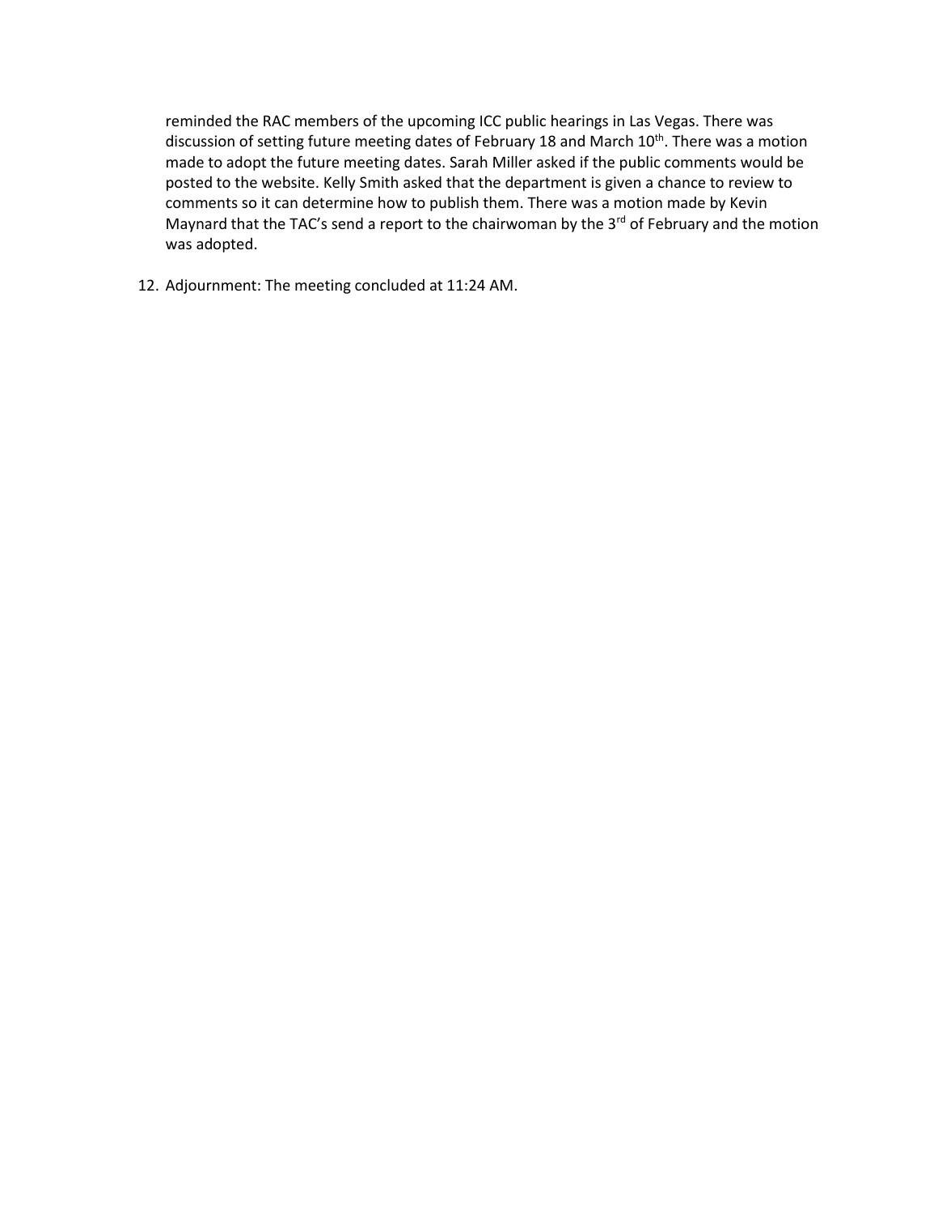reminded the RAC members of the upcoming ICC public hearings in Las Vegas. There was discussion of setting future meeting dates of February 18 and March 10th. There was a motion made to adopt the future meeting dates. Sarah Miller asked if the public comments would be posted to the website. Kelly Smith asked that the department is given a chance to review to comments so it can determine how to publish them. There was a motion made by Kevin Maynard that the TAC's send a report to the chairwoman by the 3rd of February and the motion was adopted.

12. Adjournment: The meeting concluded at 11:24 AM.